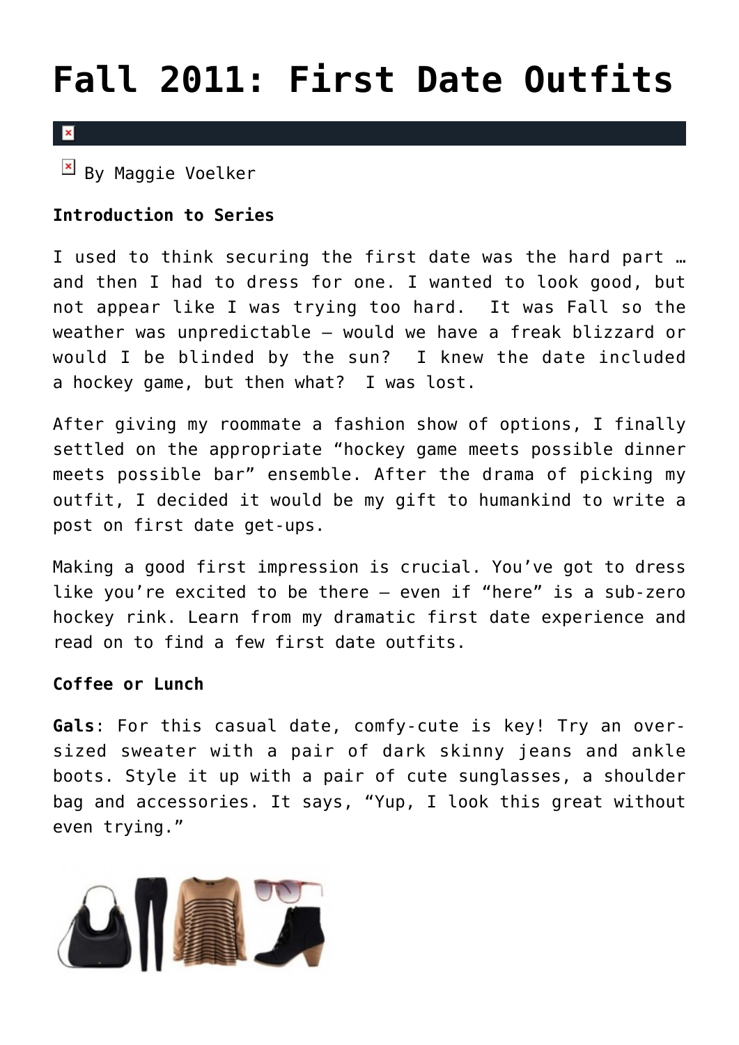# Fall 2011: First Date Outfits

By Maggie Voelker

**Introduction to Series**

I used to think securing the first date was the hard part … and then I had to dress for one. I wanted to look good, but not appear like I was trying too hard.  It was Fall so the weather was unpredictable – would we have a freak blizzard or would I be blinded by the sun?  I knew the date included a hockey game, but then what?  I was lost.

After giving my roommate a fashion show of options, I finally settled on the appropriate "hockey game meets possible dinner meets possible bar" ensemble. After the drama of picking my outfit, I decided it would be my gift to humankind to write a post on first date get-ups.

Making a good first impression is crucial. You've got to dress like you're excited to be there – even if "here" is a sub-zero hockey rink. Learn from my dramatic first date experience and read on to find a few first date outfits.

**Coffee or Lunch**

**Gals**: For this casual date, comfy-cute is key! Try an over-sized sweater with a pair of dark skinny jeans and ankle boots. Style it up with a pair of cute sunglasses, a shoulder bag and accessories. It says, "Yup, I look this great without even trying."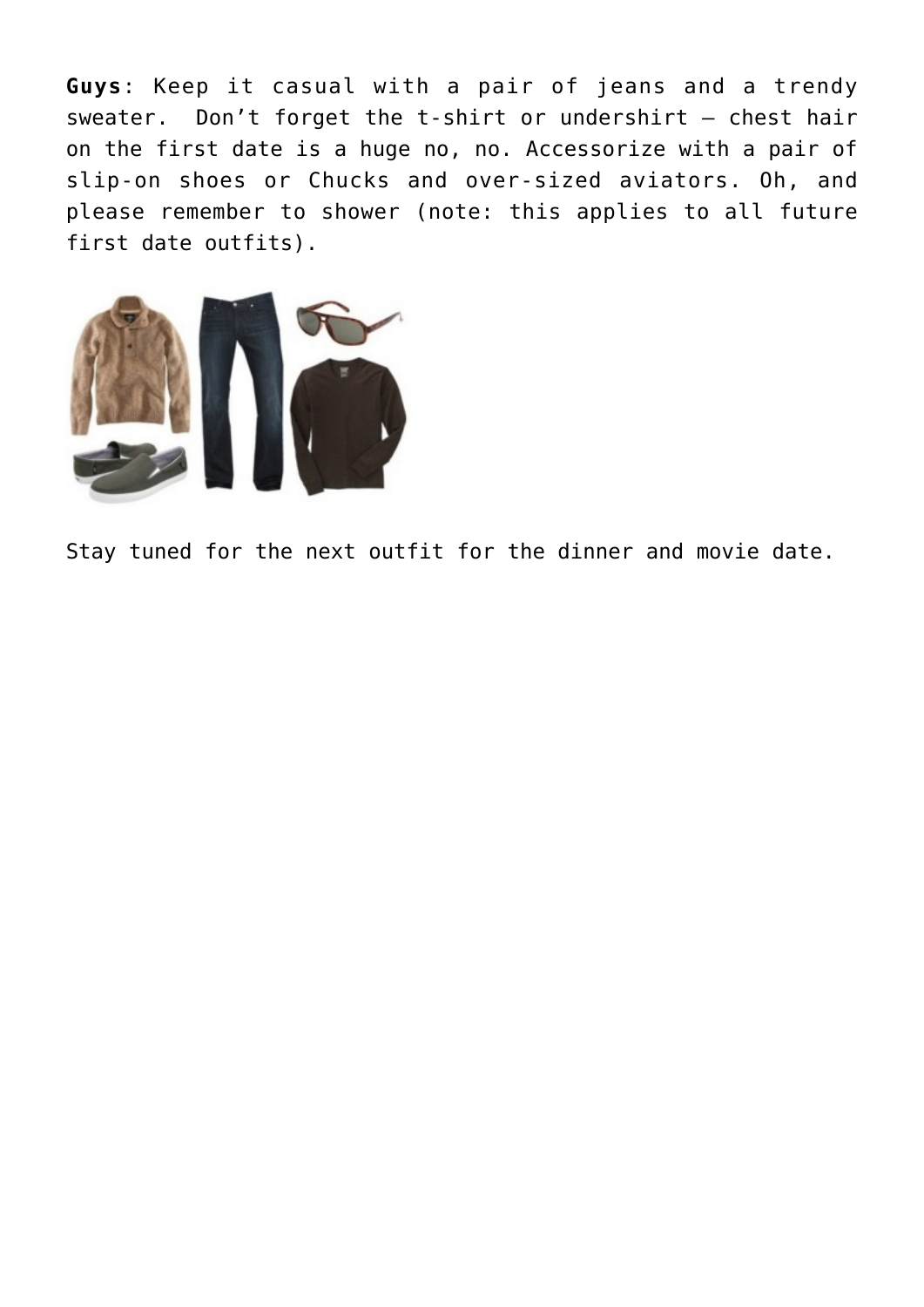**Guys**: Keep it casual with a pair of jeans and a trendy sweater. Don't forget the t-shirt or undershirt – chest hair on the first date is a huge no, no. Accessorize with a pair of slip-on shoes or Chucks and over-sized aviators. Oh, and please remember to shower (note: this applies to all future first date outfits).

Stay tuned for the next outfit for the dinner and movie date.